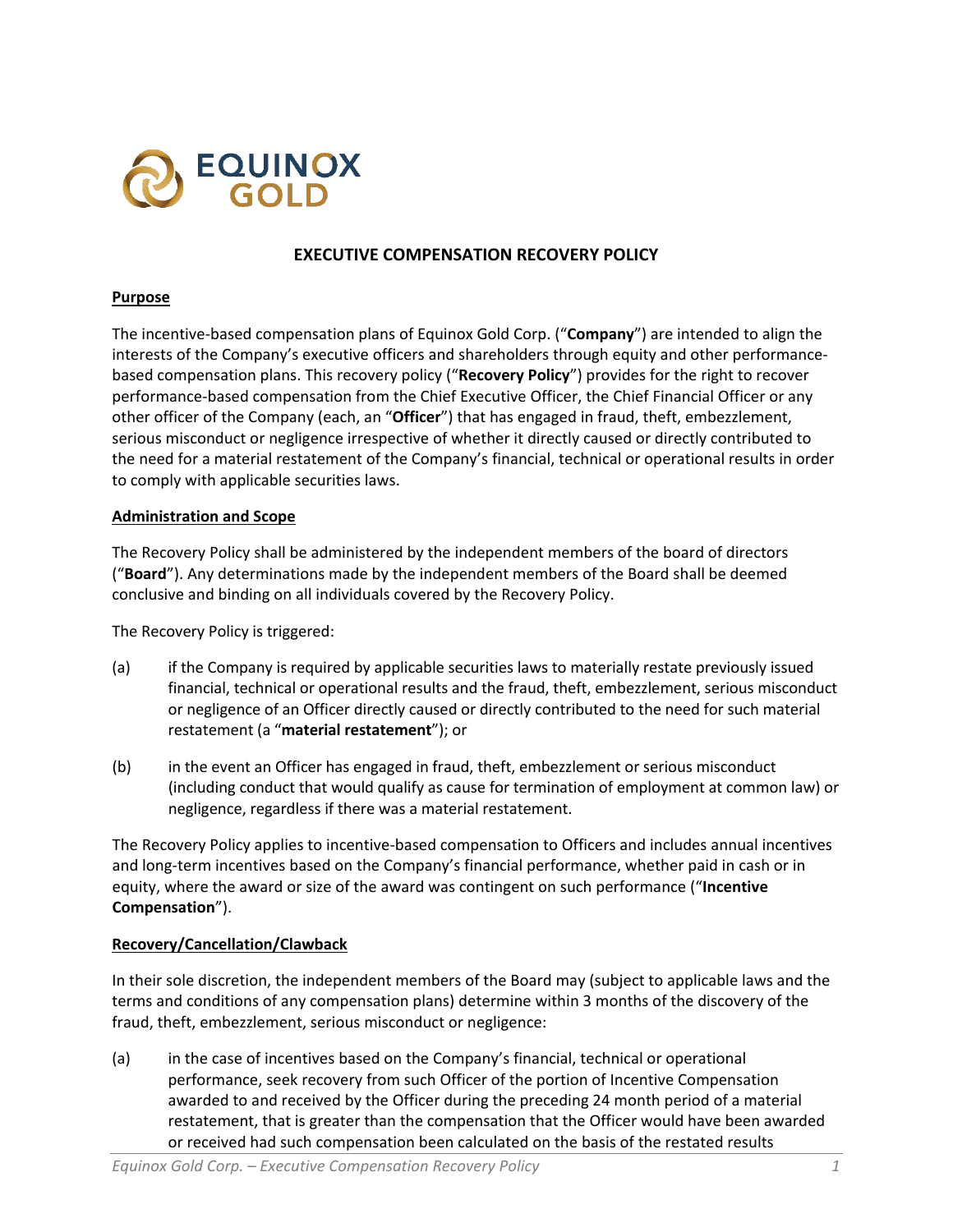# EXECUTIVE COMPENSATION RECOVERY POLICY

## Purpose

The incentive-based compensation plans of Equinox Gold Corp. ("**Company**") are intended to align the interests of the Company's executive officers and shareholders through equity and other performance-based compensation plans. This recovery policy ("**Recovery Policy**") provides for the right to recover performance-based compensation from the Chief Executive Officer, the Chief Financial Officer or any other officer of the Company (each, an "**Officer**") that has engaged in fraud, theft, embezzlement, serious misconduct or negligence irrespective of whether it directly caused or directly contributed to the need for a material restatement of the Company's financial, technical or operational results in order to comply with applicable securities laws.

## Administration and Scope

The Recovery Policy shall be administered by the independent members of the board of directors ("**Board**"). Any determinations made by the independent members of the Board shall be deemed conclusive and binding on all individuals covered by the Recovery Policy.

The Recovery Policy is triggered:

(a) if the Company is required by applicable securities laws to materially restate previously issued financial, technical or operational results and the fraud, theft, embezzlement, serious misconduct or negligence of an Officer directly caused or directly contributed to the need for such material restatement (a "**material restatement**"); or

(b) in the event an Officer has engaged in fraud, theft, embezzlement or serious misconduct (including conduct that would qualify as cause for termination of employment at common law) or negligence, regardless if there was a material restatement.

The Recovery Policy applies to incentive-based compensation to Officers and includes annual incentives and long-term incentives based on the Company's financial performance, whether paid in cash or in equity, where the award or size of the award was contingent on such performance ("**Incentive Compensation**").

## Recovery/Cancellation/Clawback

In their sole discretion, the independent members of the Board may (subject to applicable laws and the terms and conditions of any compensation plans) determine within 3 months of the discovery of the fraud, theft, embezzlement, serious misconduct or negligence:

(a) in the case of incentives based on the Company's financial, technical or operational performance, seek recovery from such Officer of the portion of Incentive Compensation awarded to and received by the Officer during the preceding 24 month period of a material restatement, that is greater than the compensation that the Officer would have been awarded or received had such compensation been calculated on the basis of the restated results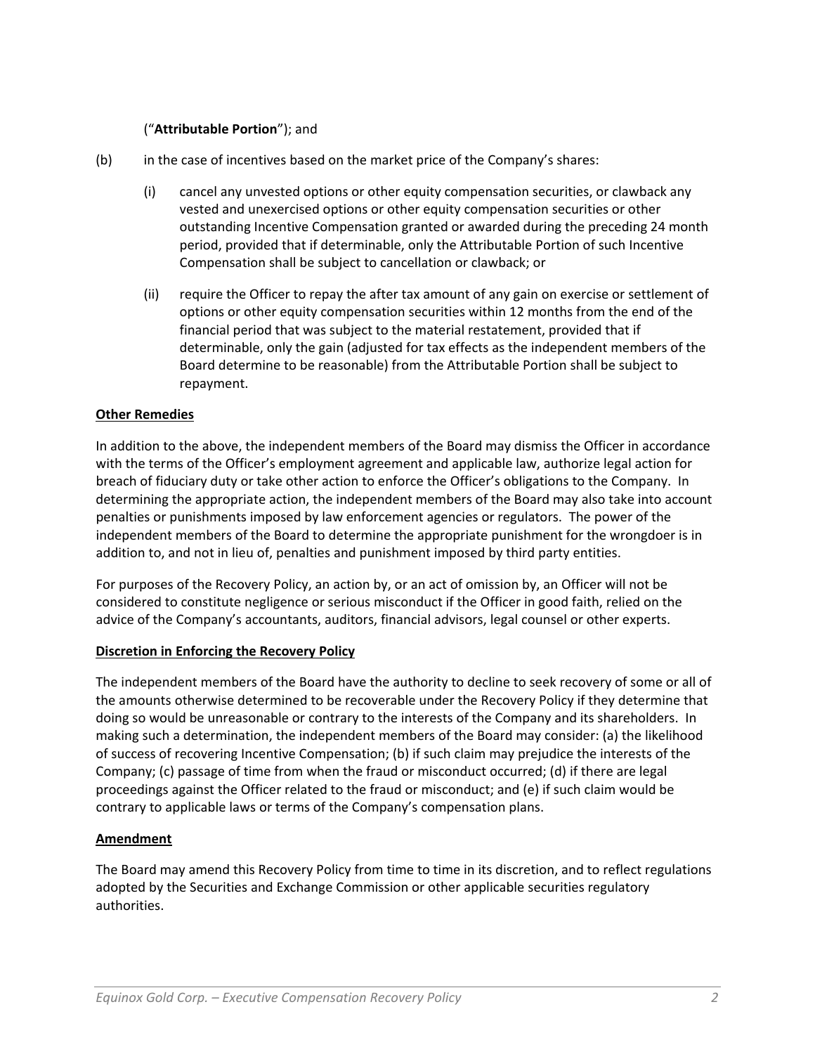("**Attributable Portion**"); and

(b) in the case of incentives based on the market price of the Company's shares:

(i) cancel any unvested options or other equity compensation securities, or clawback any vested and unexercised options or other equity compensation securities or other outstanding Incentive Compensation granted or awarded during the preceding 24 month period, provided that if determinable, only the Attributable Portion of such Incentive Compensation shall be subject to cancellation or clawback; or

(ii) require the Officer to repay the after tax amount of any gain on exercise or settlement of options or other equity compensation securities within 12 months from the end of the financial period that was subject to the material restatement, provided that if determinable, only the gain (adjusted for tax effects as the independent members of the Board determine to be reasonable) from the Attributable Portion shall be subject to repayment.

**Other Remedies**

In addition to the above, the independent members of the Board may dismiss the Officer in accordance with the terms of the Officer's employment agreement and applicable law, authorize legal action for breach of fiduciary duty or take other action to enforce the Officer's obligations to the Company. In determining the appropriate action, the independent members of the Board may also take into account penalties or punishments imposed by law enforcement agencies or regulators. The power of the independent members of the Board to determine the appropriate punishment for the wrongdoer is in addition to, and not in lieu of, penalties and punishment imposed by third party entities.

For purposes of the Recovery Policy, an action by, or an act of omission by, an Officer will not be considered to constitute negligence or serious misconduct if the Officer in good faith, relied on the advice of the Company's accountants, auditors, financial advisors, legal counsel or other experts.

**Discretion in Enforcing the Recovery Policy**

The independent members of the Board have the authority to decline to seek recovery of some or all of the amounts otherwise determined to be recoverable under the Recovery Policy if they determine that doing so would be unreasonable or contrary to the interests of the Company and its shareholders. In making such a determination, the independent members of the Board may consider: (a) the likelihood of success of recovering Incentive Compensation; (b) if such claim may prejudice the interests of the Company; (c) passage of time from when the fraud or misconduct occurred; (d) if there are legal proceedings against the Officer related to the fraud or misconduct; and (e) if such claim would be contrary to applicable laws or terms of the Company's compensation plans.

**Amendment**

The Board may amend this Recovery Policy from time to time in its discretion, and to reflect regulations adopted by the Securities and Exchange Commission or other applicable securities regulatory authorities.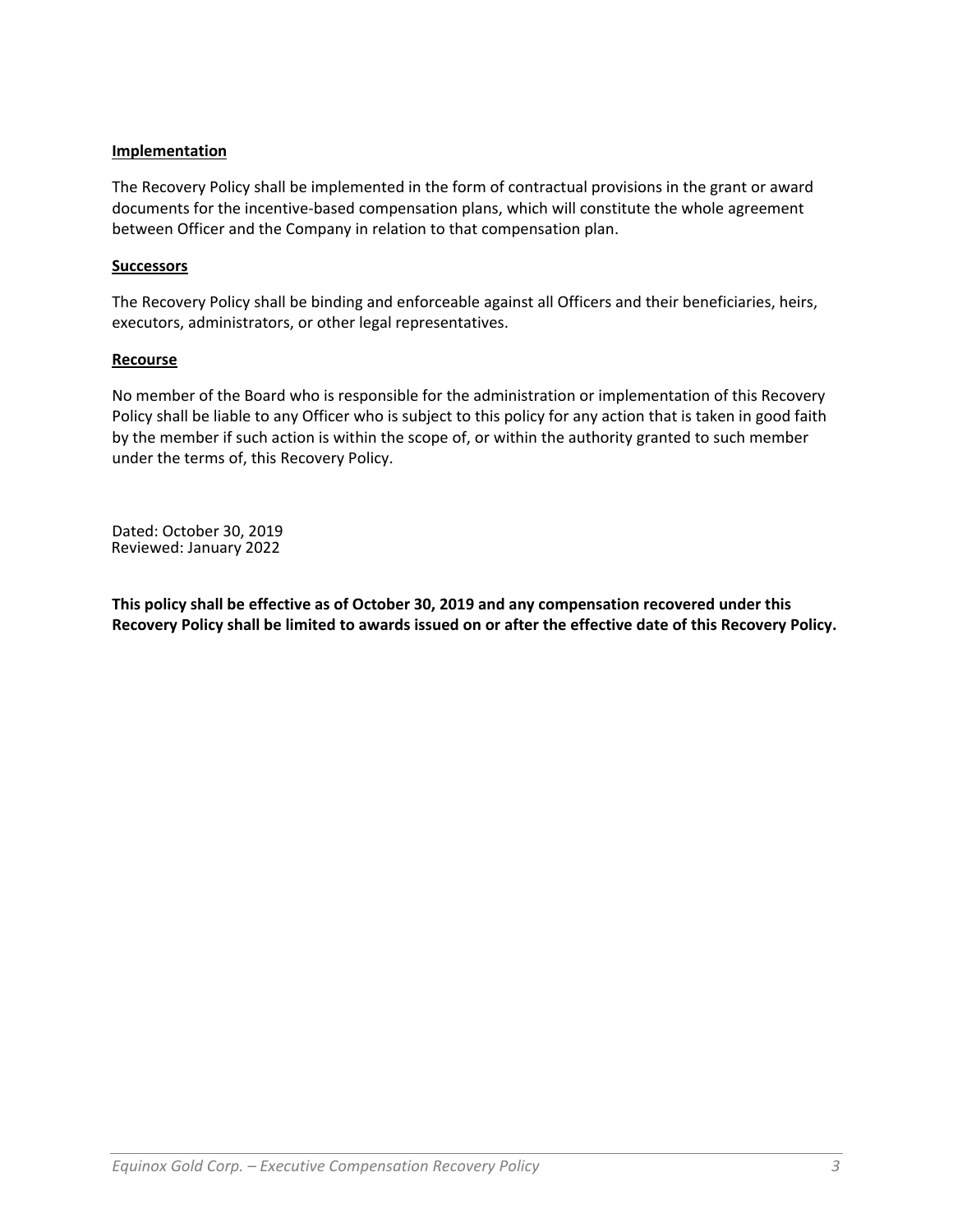**Implementation**

The Recovery Policy shall be implemented in the form of contractual provisions in the grant or award documents for the incentive-based compensation plans, which will constitute the whole agreement between Officer and the Company in relation to that compensation plan.

**Successors**

The Recovery Policy shall be binding and enforceable against all Officers and their beneficiaries, heirs, executors, administrators, or other legal representatives.

**Recourse**

No member of the Board who is responsible for the administration or implementation of this Recovery Policy shall be liable to any Officer who is subject to this policy for any action that is taken in good faith by the member if such action is within the scope of, or within the authority granted to such member under the terms of, this Recovery Policy.

Dated: October 30, 2019
Reviewed: January 2022

**This policy shall be effective as of October 30, 2019 and any compensation recovered under this Recovery Policy shall be limited to awards issued on or after the effective date of this Recovery Policy.**